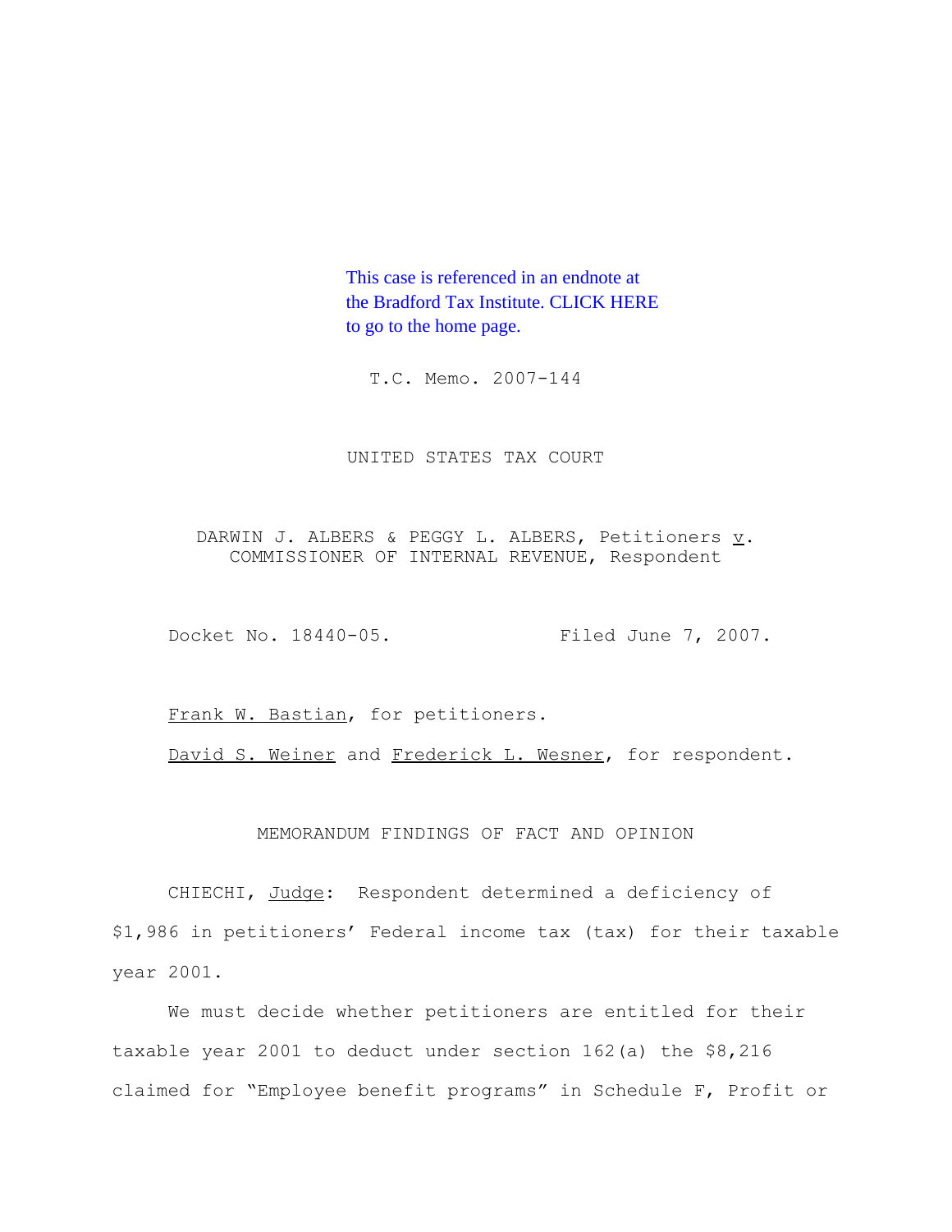This case is referenced in an endnote at the Bradford Tax Institute. CLICK HERE to go to the home page.

T.C. Memo. 2007-144

UNITED STATES TAX COURT

DARWIN J. ALBERS & PEGGY L. ALBERS, Petitioners v. COMMISSIONER OF INTERNAL REVENUE, Respondent

Docket No. 18440-05. Filed June 7, 2007.

Frank W. Bastian, for petitioners.

David S. Weiner and Frederick L. Wesner, for respondent.

MEMORANDUM FINDINGS OF FACT AND OPINION

CHIECHI, Judge: Respondent determined a deficiency of $1,986 in petitioners' Federal income tax (tax) for their taxable year 2001.

We must decide whether petitioners are entitled for their taxable year 2001 to deduct under section 162(a) the $8,216 claimed for "Employee benefit programs" in Schedule F, Profit or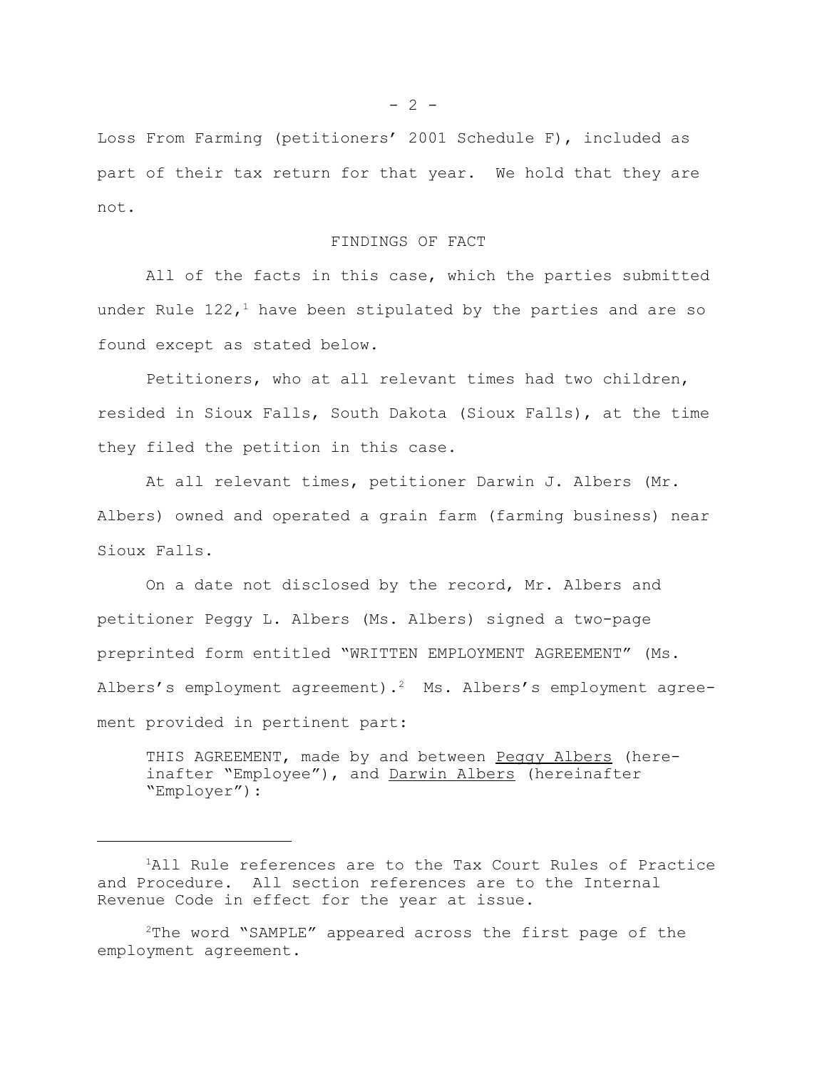Loss From Farming (petitioners' 2001 Schedule F), included as part of their tax return for that year. We hold that they are not.

## FINDINGS OF FACT

All of the facts in this case, which the parties submitted under Rule 122,[1] have been stipulated by the parties and are so found except as stated below.

Petitioners, who at all relevant times had two children, resided in Sioux Falls, South Dakota (Sioux Falls), at the time they filed the petition in this case.

At all relevant times, petitioner Darwin J. Albers (Mr. Albers) owned and operated a grain farm (farming business) near Sioux Falls.

On a date not disclosed by the record, Mr. Albers and petitioner Peggy L. Albers (Ms. Albers) signed a two-page preprinted form entitled "WRITTEN EMPLOYMENT AGREEMENT" (Ms. Albers's employment agreement).[2] Ms. Albers's employment agreement provided in pertinent part:

> THIS AGREEMENT, made by and between Peggy Albers (hereinafter "Employee"), and Darwin Albers (hereinafter "Employer"):

---

[1] All Rule references are to the Tax Court Rules of Practice and Procedure. All section references are to the Internal Revenue Code in effect for the year at issue.

[2] The word "SAMPLE" appeared across the first page of the employment agreement.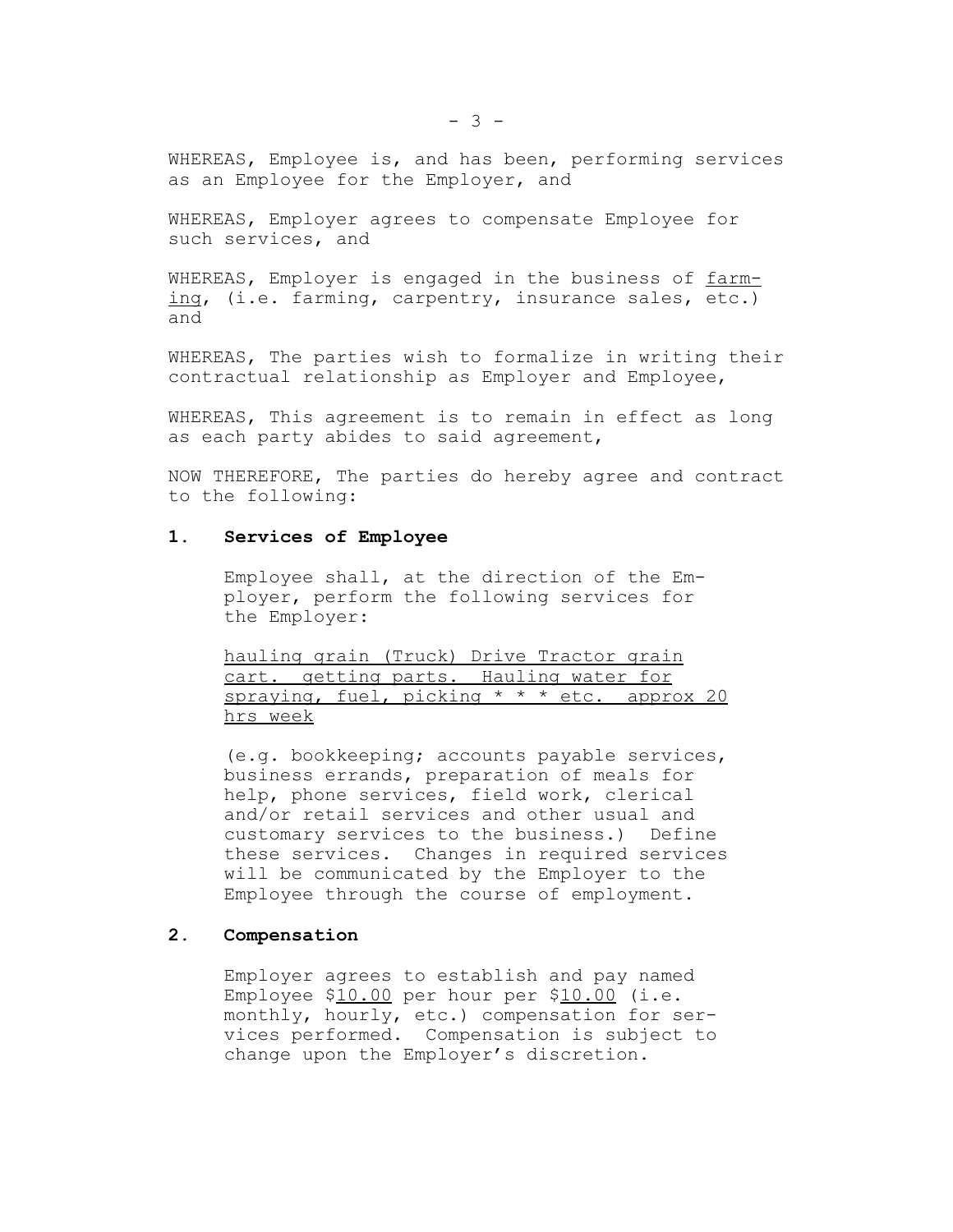WHEREAS, Employee is, and has been, performing services as an Employee for the Employer, and

WHEREAS, Employer agrees to compensate Employee for such services, and

WHEREAS, Employer is engaged in the business of <u>farming</u>, (i.e. farming, carpentry, insurance sales, etc.) and

WHEREAS, The parties wish to formalize in writing their contractual relationship as Employer and Employee,

WHEREAS, This agreement is to remain in effect as long as each party abides to said agreement,

NOW THEREFORE, The parties do hereby agree and contract to the following:

**1. Services of Employee**

Employee shall, at the direction of the Employer, perform the following services for the Employer:

<u>hauling grain (Truck) Drive Tractor grain cart. getting parts. Hauling water for spraying, fuel, picking * * * etc. approx 20 hrs week</u>

(e.g. bookkeeping; accounts payable services, business errands, preparation of meals for help, phone services, field work, clerical and/or retail services and other usual and customary services to the business.) Define these services. Changes in required services will be communicated by the Employer to the Employee through the course of employment.

**2. Compensation**

Employer agrees to establish and pay named Employee $<u>10.00</u> per hour per $<u>10.00</u> (i.e. monthly, hourly, etc.) compensation for services performed. Compensation is subject to change upon the Employer's discretion.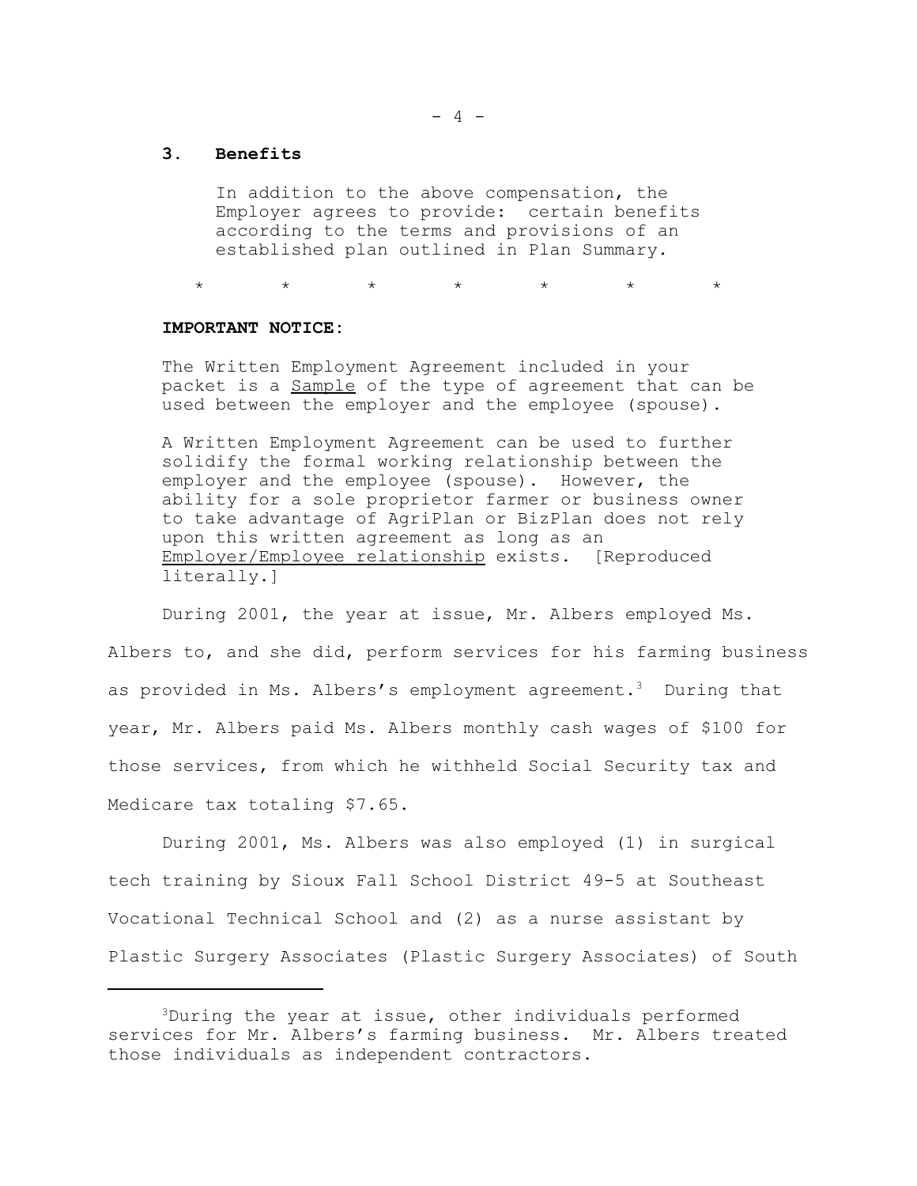**3. Benefits**

> In addition to the above compensation, the Employer agrees to provide: certain benefits according to the terms and provisions of an established plan outlined in Plan Summary.

\*     \*     \*     \*     \*     \*     \*

> **IMPORTANT NOTICE**:
>
> The Written Employment Agreement included in your packet is a <u>Sample</u> of the type of agreement that can be used between the employer and the employee (spouse).
>
> A Written Employment Agreement can be used to further solidify the formal working relationship between the employer and the employee (spouse). However, the ability for a sole proprietor farmer or business owner to take advantage of AgriPlan or BizPlan does not rely upon this written agreement as long as an <u>Employer/Employee relationship</u> exists. [Reproduced literally.]

During 2001, the year at issue, Mr. Albers employed Ms. Albers to, and she did, perform services for his farming business as provided in Ms. Albers's employment agreement.[3] During that year, Mr. Albers paid Ms. Albers monthly cash wages of $100 for those services, from which he withheld Social Security tax and Medicare tax totaling $7.65.

During 2001, Ms. Albers was also employed (1) in surgical tech training by Sioux Fall School District 49-5 at Southeast Vocational Technical School and (2) as a nurse assistant by Plastic Surgery Associates (Plastic Surgery Associates) of South

---

[3] During the year at issue, other individuals performed services for Mr. Albers's farming business. Mr. Albers treated those individuals as independent contractors.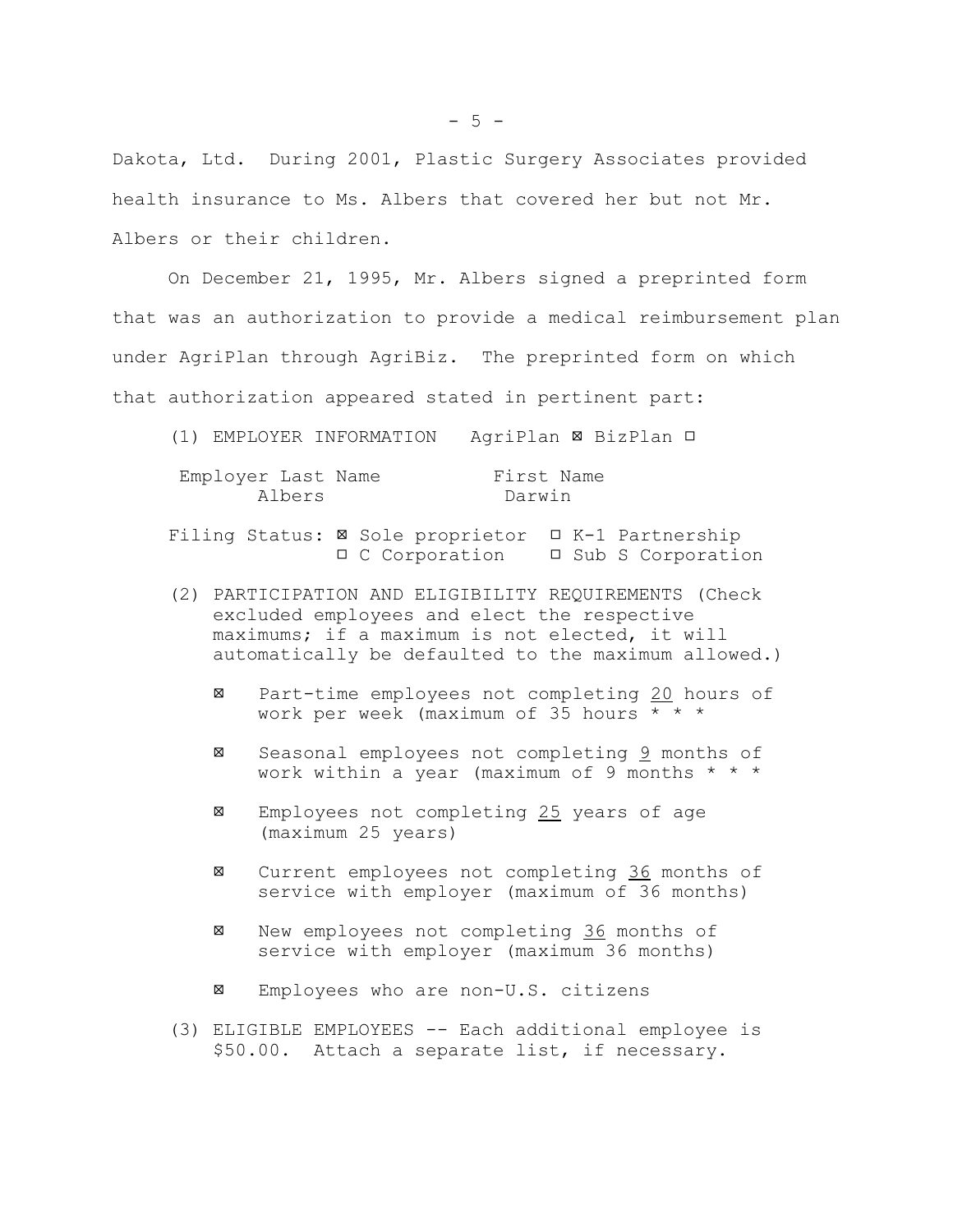Dakota, Ltd. During 2001, Plastic Surgery Associates provided health insurance to Ms. Albers that covered her but not Mr. Albers or their children.

On December 21, 1995, Mr. Albers signed a preprinted form that was an authorization to provide a medical reimbursement plan under AgriPlan through AgriBiz. The preprinted form on which that authorization appeared stated in pertinent part:

> (1) EMPLOYER INFORMATION AgriPlan ⊠ BizPlan ☐
>
> Employer Last Name: Albers
> First Name: Darwin
>
> Filing Status: ⊠ Sole proprietor ☐ K-1 Partnership ☐ C Corporation ☐ Sub S Corporation
>
> (2) PARTICIPATION AND ELIGIBILITY REQUIREMENTS (Check excluded employees and elect the respective maximums; if a maximum is not elected, it will automatically be defaulted to the maximum allowed.)
>
> ⊠ Part-time employees not completing <u>20</u> hours of work per week (maximum of 35 hours * * *
>
> ⊠ Seasonal employees not completing <u>9</u> months of work within a year (maximum of 9 months * * *
>
> ⊠ Employees not completing <u>25</u> years of age (maximum 25 years)
>
> ⊠ Current employees not completing <u>36</u> months of service with employer (maximum of 36 months)
>
> ⊠ New employees not completing <u>36</u> months of service with employer (maximum 36 months)
>
> ⊠ Employees who are non-U.S. citizens
>
> (3) ELIGIBLE EMPLOYEES -- Each additional employee is $50.00. Attach a separate list, if necessary.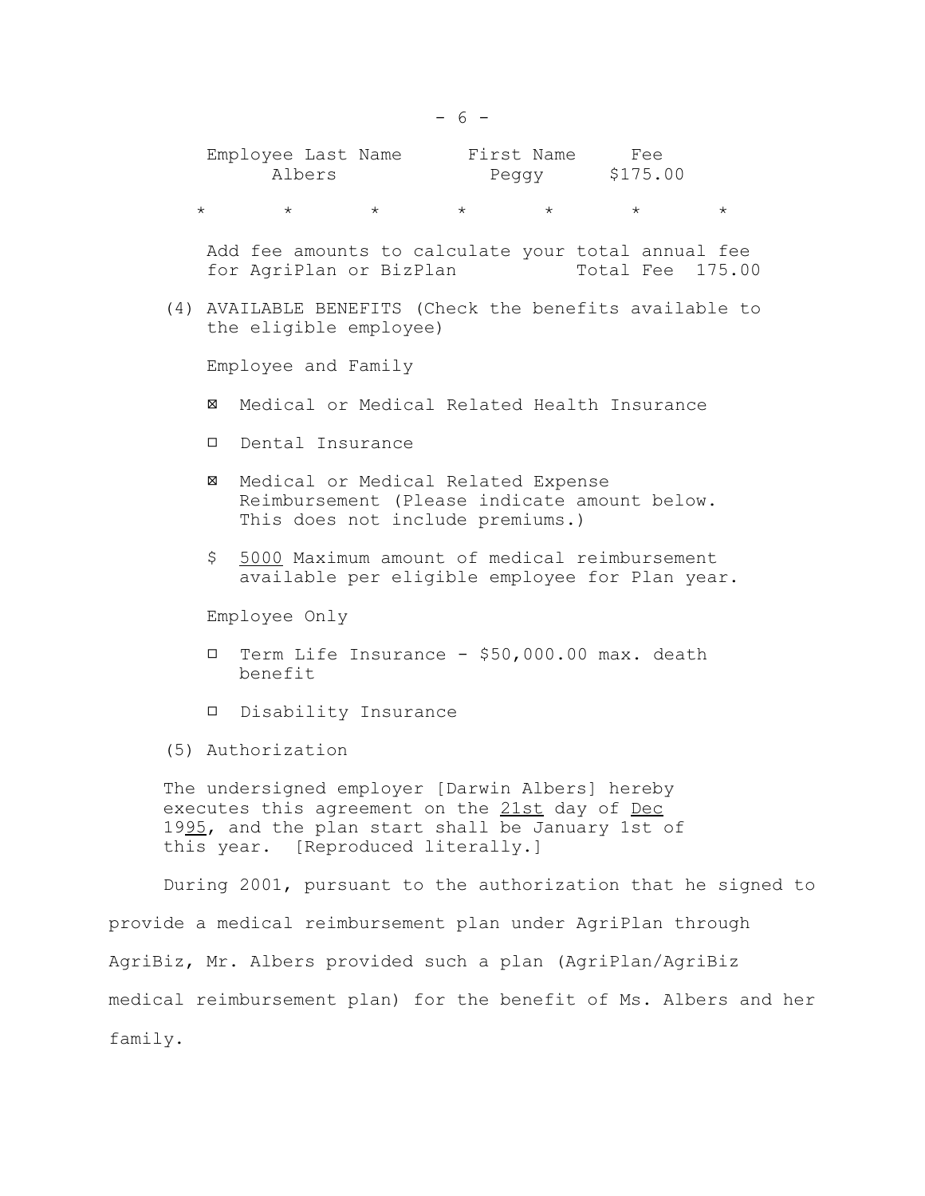| Employee Last Name | First Name | Fee |
|---|---|---|
| Albers | Peggy | $175.00 |

\*          \*          \*          \*          \*          \*          \*

Add fee amounts to calculate your total annual fee for AgriPlan or BizPlan          Total Fee 175.00

(4) AVAILABLE BENEFITS (Check the benefits available to the eligible employee)

Employee and Family

☒ Medical or Medical Related Health Insurance

☐ Dental Insurance

☒ Medical or Medical Related Expense Reimbursement (Please indicate amount below. This does not include premiums.)

$ <u>5000</u> Maximum amount of medical reimbursement available per eligible employee for Plan year.

Employee Only

☐ Term Life Insurance - $50,000.00 max. death benefit

☐ Disability Insurance

(5) Authorization

The undersigned employer [Darwin Albers] hereby executes this agreement on the <u>21st</u> day of <u>Dec</u> 19<u>95</u>, and the plan start shall be January 1st of this year. [Reproduced literally.]

During 2001, pursuant to the authorization that he signed to provide a medical reimbursement plan under AgriPlan through AgriBiz, Mr. Albers provided such a plan (AgriPlan/AgriBiz medical reimbursement plan) for the benefit of Ms. Albers and her family.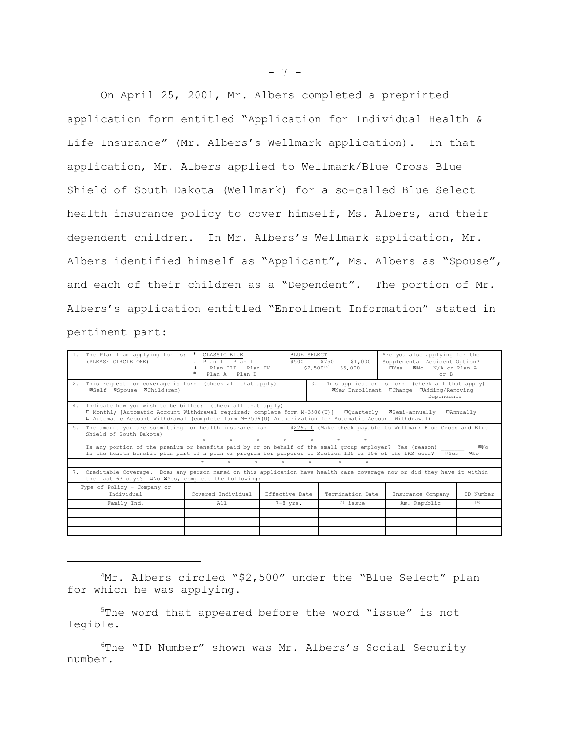On April 25, 2001, Mr. Albers completed a preprinted application form entitled "Application for Individual Health & Life Insurance" (Mr. Albers's Wellmark application). In that application, Mr. Albers applied to Wellmark/Blue Cross Blue Shield of South Dakota (Wellmark) for a so-called Blue Select health insurance policy to cover himself, Ms. Albers, and their dependent children. In Mr. Albers's Wellmark application, Mr. Albers identified himself as "Applicant", Ms. Albers as "Spouse", and each of their children as a "Dependent". The portion of Mr. Albers's application entitled "Enrollment Information" stated in pertinent part:

| 1. The Plan I am applying for is: (PLEASE CIRCLE ONE) | * CLASSIC BLUE . Plan I Plan II + Plan III Plan IV * Plan A Plan B | BLUE SELECT $500 $750 $1,000 $2,500[4] $5,000 | Are you also applying for the Supplemental Accident Option? ☐Yes ☒No N/A on Plan A or B |
|---|---|---|---|
| 2. This request for coverage is for: (check all that apply) ☒Self ☒Spouse ☒Child(ren) | | 3. This application is for: (check all that apply) ☒New Enrollment ☐Change ☐Adding/Removing Dependents | |
| 4. Indicate how you wish to be billed: (check all that apply) ☐ Monthly [Automatic Account Withdrawal required; complete form M-3506(U)] ☐Quarterly ☒Semi-annually ☐Annually ☐ Automatic Account Withdrawal (complete form M-3506(U) Authorization for Automatic Account Withdrawal) | | | |
| 5. The amount you are submitting for health insurance is: $229.10 (Make check payable to Wellmark Blue Cross and Blue Shield of South Dakota) * * * * * * * Is any portion of the premium or benefits paid by or on behalf of the small group employer? Yes (reason) _______ ☒No Is the health benefit plan part of a plan or program for purposes of Section 125 or 106 of the IRS code? ☐Yes ☒No | | | |
| * * * * * * * | | | |
| 7. Creditable Coverage. Does any person named on this application have health care coverage now or did they have it within the last 63 days? ☐No ☒Yes, complete the following: | | | |

| Type of Policy - Company or Individual | Covered Individual | Effective Date | Termination Date | Insurance Company | ID Number |
|---|---|---|---|---|---|
| Family Ind. | All | 7-8 yrs. | [5] issue | Am. Republic | [6] |
| | | | | | |
| | | | | | |
| | | | | | |

---

[4]Mr. Albers circled "$2,500" under the "Blue Select" plan for which he was applying.

[5]The word that appeared before the word "issue" is not legible.

[6]The "ID Number" shown was Mr. Albers's Social Security number.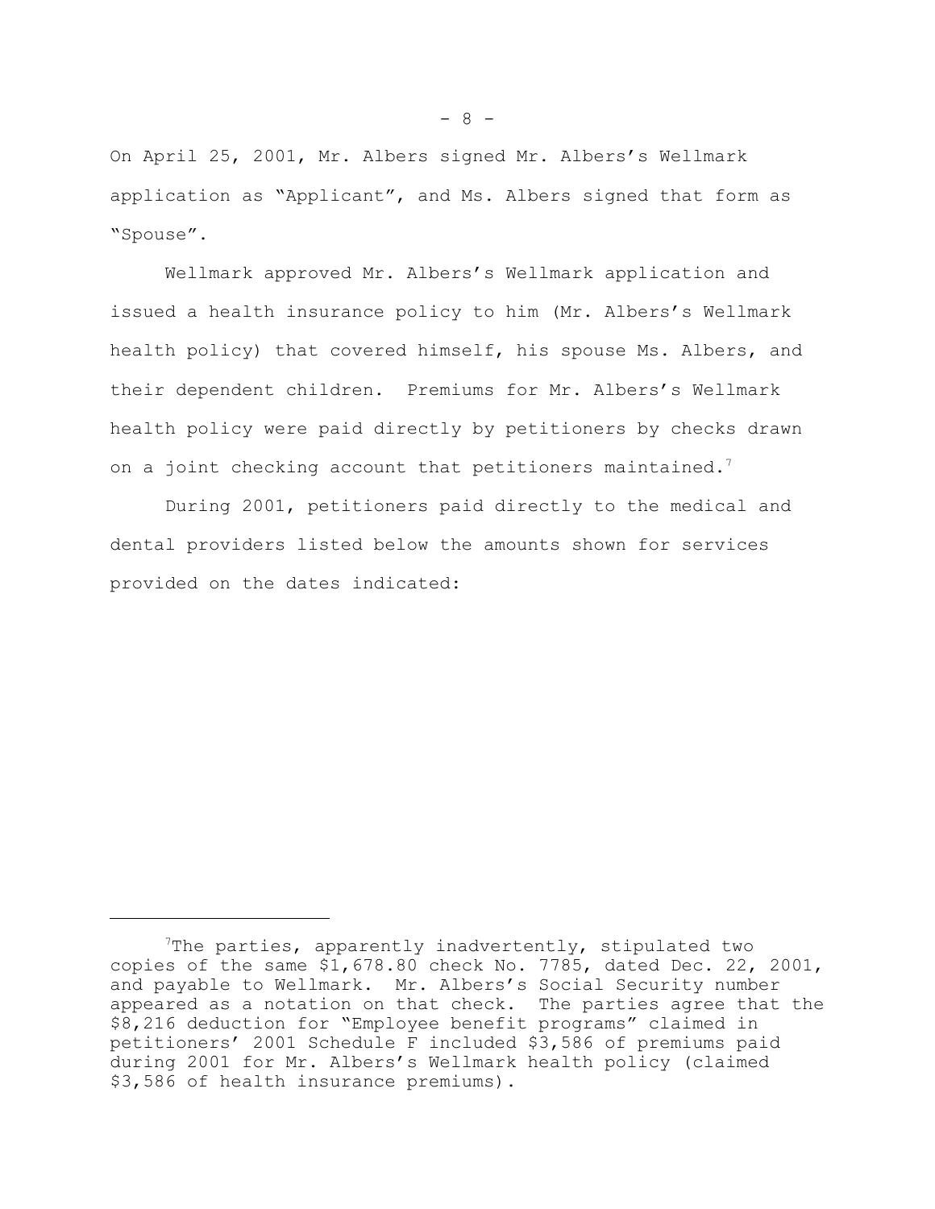On April 25, 2001, Mr. Albers signed Mr. Albers's Wellmark application as "Applicant", and Ms. Albers signed that form as "Spouse".

Wellmark approved Mr. Albers's Wellmark application and issued a health insurance policy to him (Mr. Albers's Wellmark health policy) that covered himself, his spouse Ms. Albers, and their dependent children. Premiums for Mr. Albers's Wellmark health policy were paid directly by petitioners by checks drawn on a joint checking account that petitioners maintained.[7]

During 2001, petitioners paid directly to the medical and dental providers listed below the amounts shown for services provided on the dates indicated:

---

[7]The parties, apparently inadvertently, stipulated two copies of the same $1,678.80 check No. 7785, dated Dec. 22, 2001, and payable to Wellmark. Mr. Albers's Social Security number appeared as a notation on that check. The parties agree that the $8,216 deduction for "Employee benefit programs" claimed in petitioners' 2001 Schedule F included $3,586 of premiums paid during 2001 for Mr. Albers's Wellmark health policy (claimed $3,586 of health insurance premiums).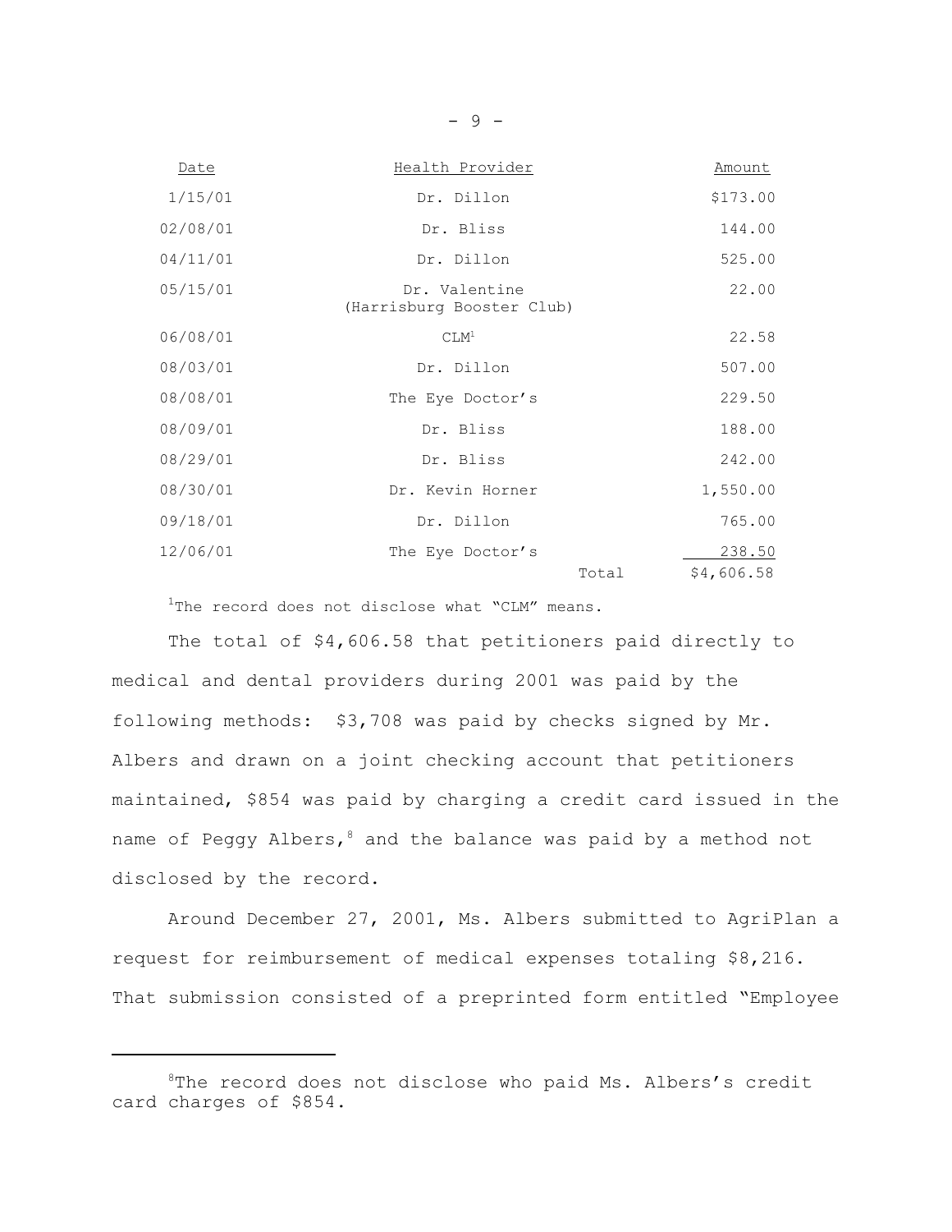| Date | Health Provider | Amount |
|---|---|---|
| 1/15/01 | Dr. Dillon | $173.00 |
| 02/08/01 | Dr. Bliss | 144.00 |
| 04/11/01 | Dr. Dillon | 525.00 |
| 05/15/01 | Dr. Valentine (Harrisburg Booster Club) | 22.00 |
| 06/08/01 | CLM[1] | 22.58 |
| 08/03/01 | Dr. Dillon | 507.00 |
| 08/08/01 | The Eye Doctor's | 229.50 |
| 08/09/01 | Dr. Bliss | 188.00 |
| 08/29/01 | Dr. Bliss | 242.00 |
| 08/30/01 | Dr. Kevin Horner | 1,550.00 |
| 09/18/01 | Dr. Dillon | 765.00 |
| 12/06/01 | The Eye Doctor's | 238.50 |
| | Total | $4,606.58 |

[1]The record does not disclose what "CLM" means.

The total of $4,606.58 that petitioners paid directly to medical and dental providers during 2001 was paid by the following methods: $3,708 was paid by checks signed by Mr. Albers and drawn on a joint checking account that petitioners maintained, $854 was paid by charging a credit card issued in the name of Peggy Albers,[8] and the balance was paid by a method not disclosed by the record.

Around December 27, 2001, Ms. Albers submitted to AgriPlan a request for reimbursement of medical expenses totaling $8,216. That submission consisted of a preprinted form entitled "Employee

[8]The record does not disclose who paid Ms. Albers's credit card charges of $854.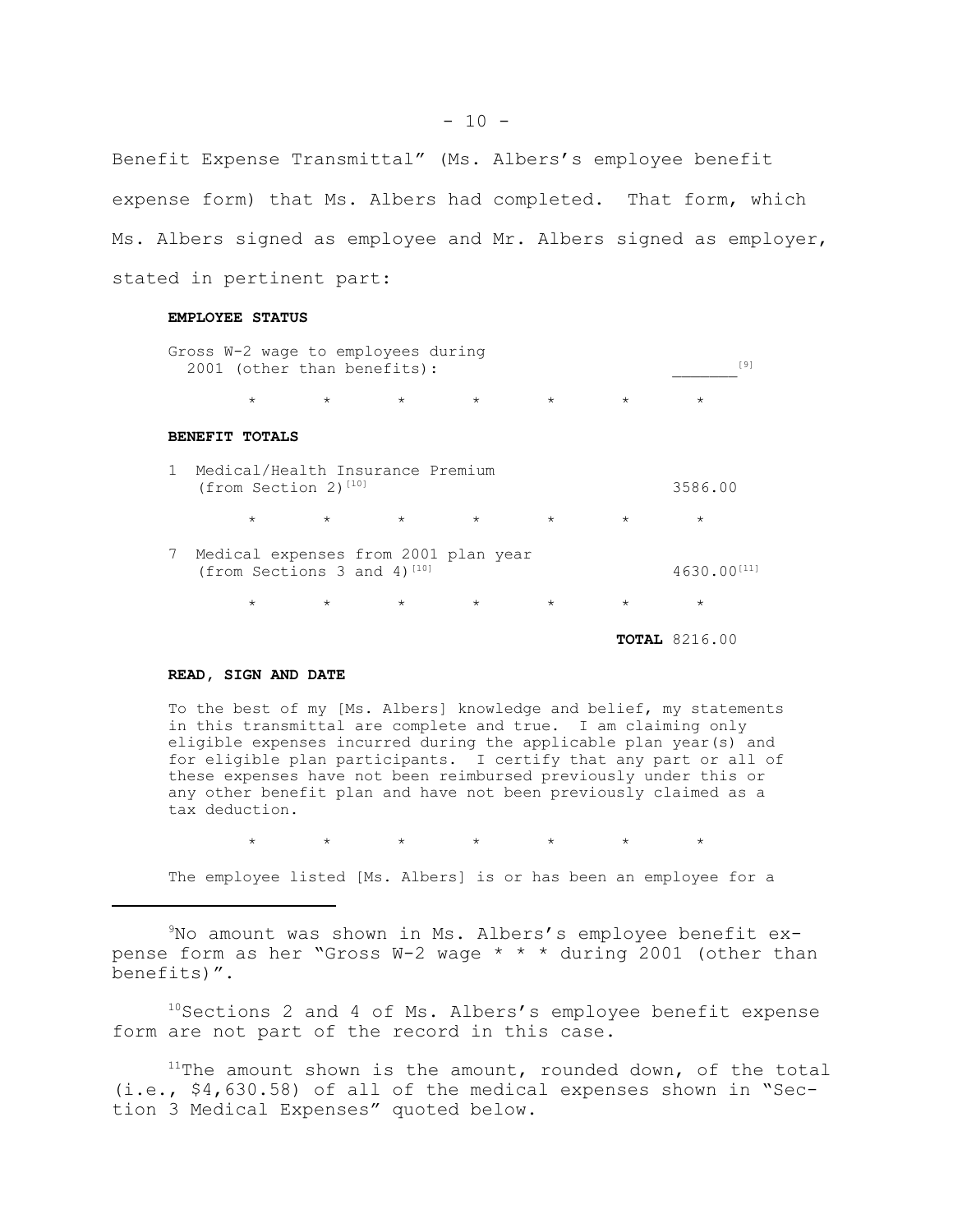Benefit Expense Transmittal" (Ms. Albers's employee benefit expense form) that Ms. Albers had completed. That form, which Ms. Albers signed as employee and Mr. Albers signed as employer, stated in pertinent part:

> **EMPLOYEE STATUS**
>
> Gross W-2 wage to employees during 2001 (other than benefits): _______[9]
>
> \* \* \* \* \* \* \*
>
> **BENEFIT TOTALS**
>
> 1 Medical/Health Insurance Premium (from Section 2)[10] 3586.00
>
> \* \* \* \* \* \* \*
>
> 7 Medical expenses from 2001 plan year (from Sections 3 and 4)[10] 4630.00[11]
>
> \* \* \* \* \* \* \*
>
> **TOTAL** 8216.00
>
> **READ, SIGN AND DATE**
>
> To the best of my [Ms. Albers] knowledge and belief, my statements in this transmittal are complete and true. I am claiming only eligible expenses incurred during the applicable plan year(s) and for eligible plan participants. I certify that any part or all of these expenses have not been reimbursed previously under this or any other benefit plan and have not been previously claimed as a tax deduction.
>
> \* \* \* \* \* \* \*
>
> The employee listed [Ms. Albers] is or has been an employee for a

---

[9]No amount was shown in Ms. Albers's employee benefit expense form as her "Gross W-2 wage * * * during 2001 (other than benefits)".

[10]Sections 2 and 4 of Ms. Albers's employee benefit expense form are not part of the record in this case.

[11]The amount shown is the amount, rounded down, of the total (i.e., $4,630.58) of all of the medical expenses shown in "Section 3 Medical Expenses" quoted below.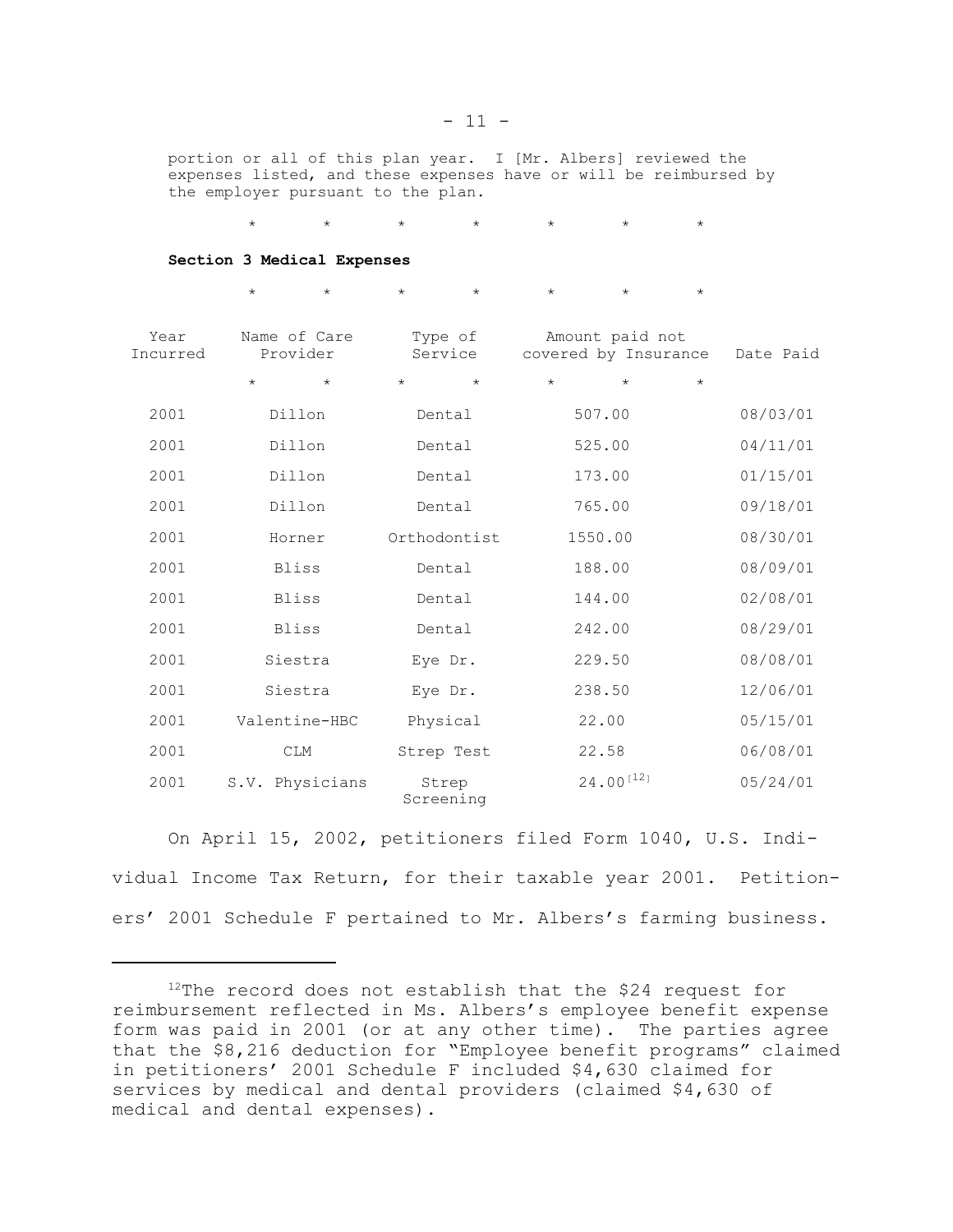portion or all of this plan year. I [Mr. Albers] reviewed the expenses listed, and these expenses have or will be reimbursed by the employer pursuant to the plan.

\* \* \* \* \* \* \*

**Section 3 Medical Expenses**

\* \* \* \* \* \* \*

| Year Incurred | Name of Care Provider | Type of Service | Amount paid not covered by Insurance | Date Paid |
|---|---|---|---|---|
| | \* \* | \* \* | \* \* \* | |
| 2001 | Dillon | Dental | 507.00 | 08/03/01 |
| 2001 | Dillon | Dental | 525.00 | 04/11/01 |
| 2001 | Dillon | Dental | 173.00 | 01/15/01 |
| 2001 | Dillon | Dental | 765.00 | 09/18/01 |
| 2001 | Horner | Orthodontist | 1550.00 | 08/30/01 |
| 2001 | Bliss | Dental | 188.00 | 08/09/01 |
| 2001 | Bliss | Dental | 144.00 | 02/08/01 |
| 2001 | Bliss | Dental | 242.00 | 08/29/01 |
| 2001 | Siestra | Eye Dr. | 229.50 | 08/08/01 |
| 2001 | Siestra | Eye Dr. | 238.50 | 12/06/01 |
| 2001 | Valentine-HBC | Physical | 22.00 | 05/15/01 |
| 2001 | CLM | Strep Test | 22.58 | 06/08/01 |
| 2001 | S.V. Physicians | Strep Screening | 24.00[12] | 05/24/01 |

On April 15, 2002, petitioners filed Form 1040, U.S. Individual Income Tax Return, for their taxable year 2001. Petitioners' 2001 Schedule F pertained to Mr. Albers's farming business.

---

[12]The record does not establish that the $24 request for reimbursement reflected in Ms. Albers's employee benefit expense form was paid in 2001 (or at any other time). The parties agree that the $8,216 deduction for "Employee benefit programs" claimed in petitioners' 2001 Schedule F included $4,630 claimed for services by medical and dental providers (claimed $4,630 of medical and dental expenses).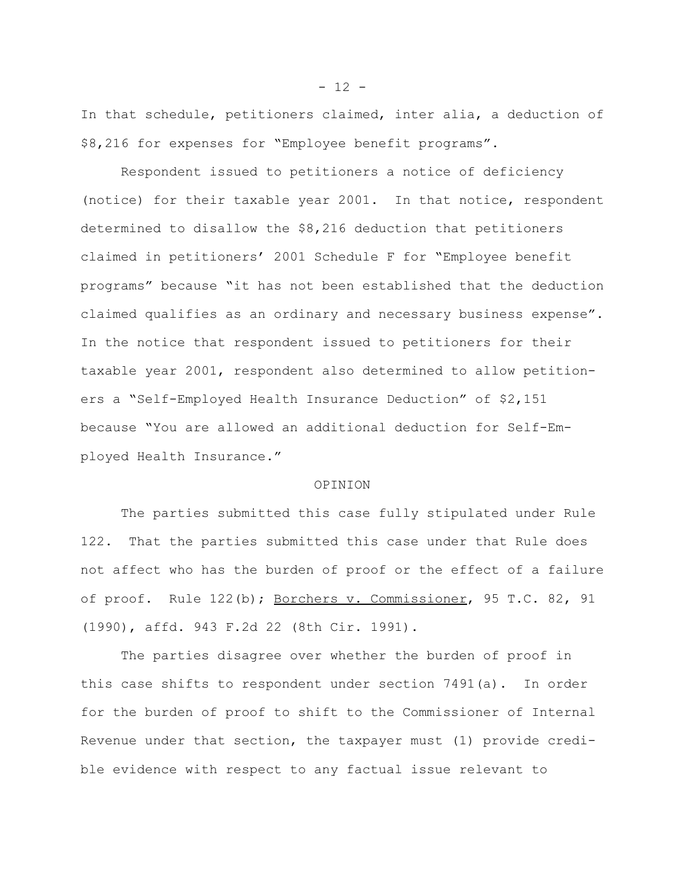In that schedule, petitioners claimed, inter alia, a deduction of $8,216 for expenses for "Employee benefit programs".

Respondent issued to petitioners a notice of deficiency (notice) for their taxable year 2001. In that notice, respondent determined to disallow the $8,216 deduction that petitioners claimed in petitioners' 2001 Schedule F for "Employee benefit programs" because "it has not been established that the deduction claimed qualifies as an ordinary and necessary business expense". In the notice that respondent issued to petitioners for their taxable year 2001, respondent also determined to allow petitioners a "Self-Employed Health Insurance Deduction" of $2,151 because "You are allowed an additional deduction for Self-Employed Health Insurance."

## OPINION

The parties submitted this case fully stipulated under Rule 122. That the parties submitted this case under that Rule does not affect who has the burden of proof or the effect of a failure of proof. Rule 122(b); Borchers v. Commissioner, 95 T.C. 82, 91 (1990), affd. 943 F.2d 22 (8th Cir. 1991).

The parties disagree over whether the burden of proof in this case shifts to respondent under section 7491(a). In order for the burden of proof to shift to the Commissioner of Internal Revenue under that section, the taxpayer must (1) provide credible evidence with respect to any factual issue relevant to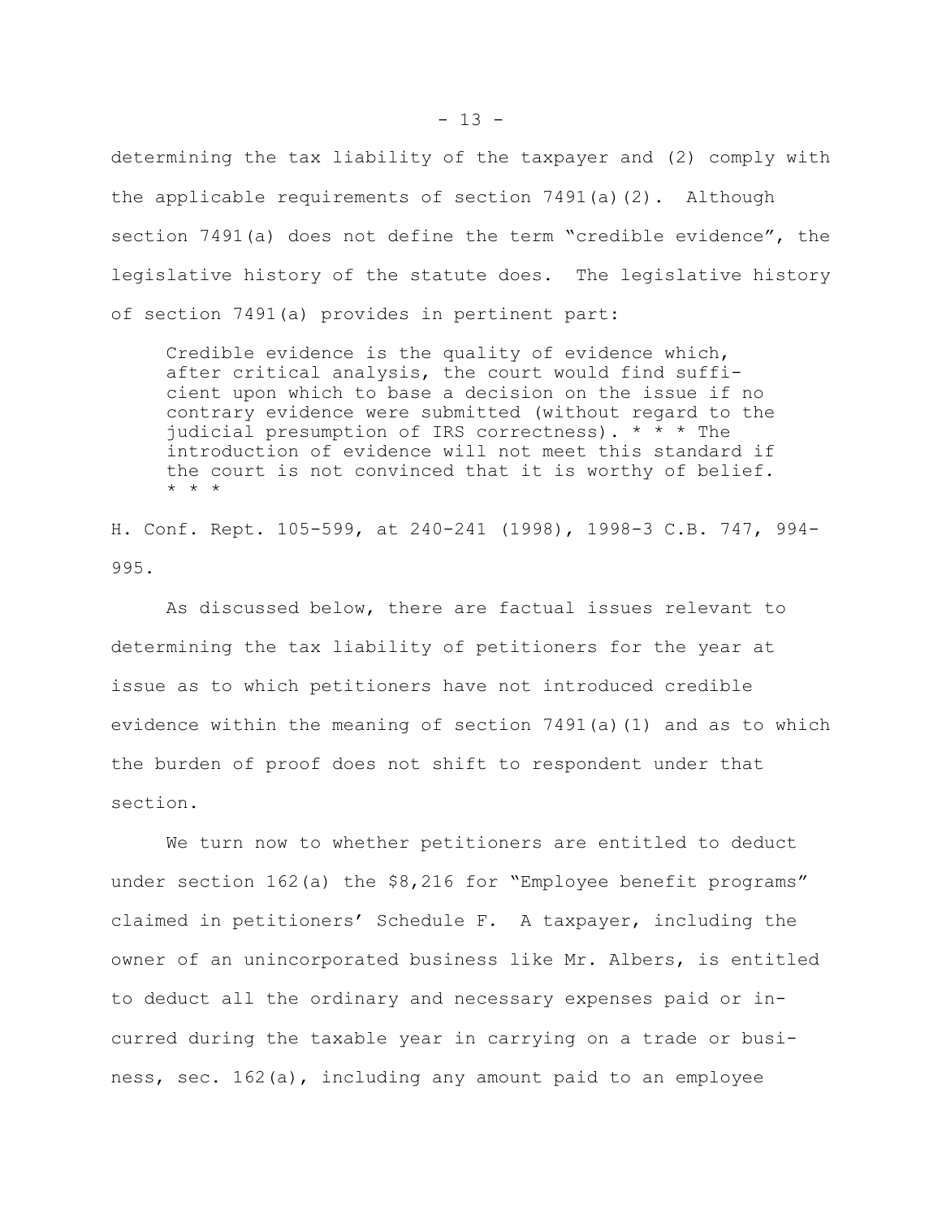determining the tax liability of the taxpayer and (2) comply with the applicable requirements of section 7491(a)(2). Although section 7491(a) does not define the term "credible evidence", the legislative history of the statute does. The legislative history of section 7491(a) provides in pertinent part:

> Credible evidence is the quality of evidence which, after critical analysis, the court would find sufficient upon which to base a decision on the issue if no contrary evidence were submitted (without regard to the judicial presumption of IRS correctness). * * * The introduction of evidence will not meet this standard if the court is not convinced that it is worthy of belief. * * *

H. Conf. Rept. 105-599, at 240-241 (1998), 1998-3 C.B. 747, 994-995.

As discussed below, there are factual issues relevant to determining the tax liability of petitioners for the year at issue as to which petitioners have not introduced credible evidence within the meaning of section 7491(a)(1) and as to which the burden of proof does not shift to respondent under that section.

We turn now to whether petitioners are entitled to deduct under section 162(a) the $8,216 for "Employee benefit programs" claimed in petitioners' Schedule F. A taxpayer, including the owner of an unincorporated business like Mr. Albers, is entitled to deduct all the ordinary and necessary expenses paid or incurred during the taxable year in carrying on a trade or business, sec. 162(a), including any amount paid to an employee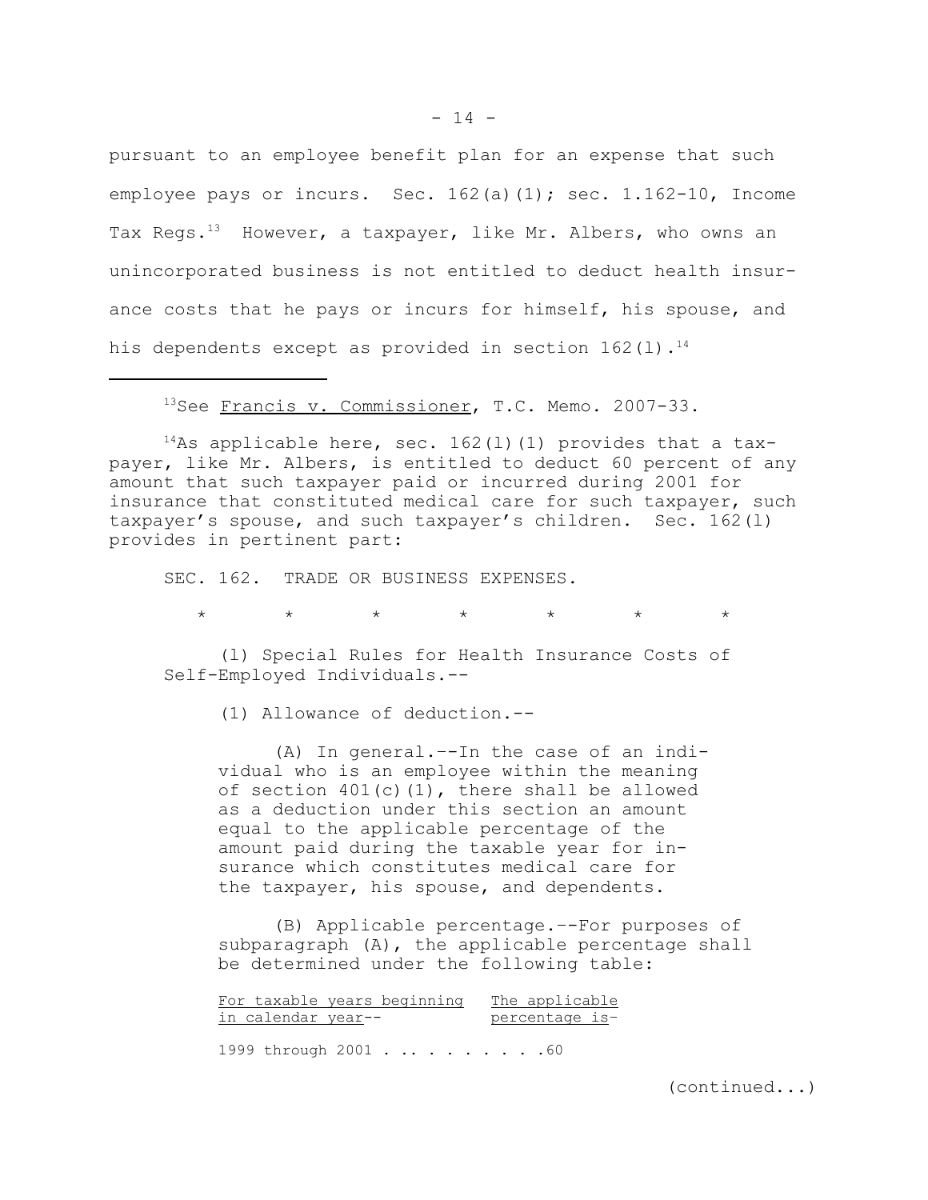pursuant to an employee benefit plan for an expense that such employee pays or incurs. Sec. 162(a)(1); sec. 1.162-10, Income Tax Regs.[13] However, a taxpayer, like Mr. Albers, who owns an unincorporated business is not entitled to deduct health insurance costs that he pays or incurs for himself, his spouse, and his dependents except as provided in section 162(l).[14]

---

[13]See Francis v. Commissioner, T.C. Memo. 2007-33.

[14]As applicable here, sec. 162(l)(1) provides that a taxpayer, like Mr. Albers, is entitled to deduct 60 percent of any amount that such taxpayer paid or incurred during 2001 for insurance that constituted medical care for such taxpayer, such taxpayer's spouse, and such taxpayer's children. Sec. 162(l) provides in pertinent part:

SEC. 162. TRADE OR BUSINESS EXPENSES.

\*　　\*　　\*　　\*　　\*　　\*　　\*

(l) Special Rules for Health Insurance Costs of Self-Employed Individuals.--

(1) Allowance of deduction.--

(A) In general.--In the case of an individual who is an employee within the meaning of section 401(c)(1), there shall be allowed as a deduction under this section an amount equal to the applicable percentage of the amount paid during the taxable year for insurance which constitutes medical care for the taxpayer, his spouse, and dependents.

(B) Applicable percentage.--For purposes of subparagraph (A), the applicable percentage shall be determined under the following table:

| For taxable years beginning in calendar year-- | The applicable percentage is- |
|---|---|
| 1999 through 2001 | .60 |

(continued...)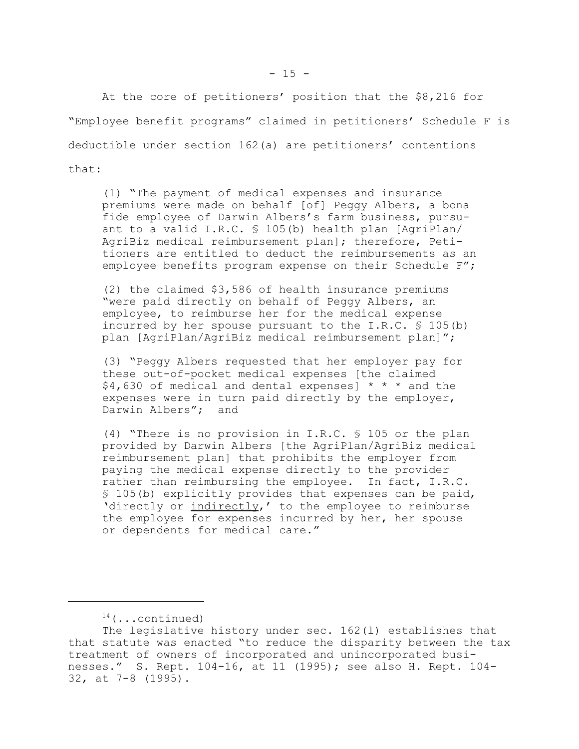At the core of petitioners' position that the $8,216 for "Employee benefit programs" claimed in petitioners' Schedule F is deductible under section 162(a) are petitioners' contentions that:

> (1) "The payment of medical expenses and insurance premiums were made on behalf [of] Peggy Albers, a bona fide employee of Darwin Albers's farm business, pursuant to a valid I.R.C. § 105(b) health plan [AgriPlan/AgriBiz medical reimbursement plan]; therefore, Petitioners are entitled to deduct the reimbursements as an employee benefits program expense on their Schedule F";
>
> (2) the claimed $3,586 of health insurance premiums "were paid directly on behalf of Peggy Albers, an employee, to reimburse her for the medical expense incurred by her spouse pursuant to the I.R.C. § 105(b) plan [AgriPlan/AgriBiz medical reimbursement plan]";
>
> (3) "Peggy Albers requested that her employer pay for these out-of-pocket medical expenses [the claimed $4,630 of medical and dental expenses] * * * and the expenses were in turn paid directly by the employer, Darwin Albers"; and
>
> (4) "There is no provision in I.R.C. § 105 or the plan provided by Darwin Albers [the AgriPlan/AgriBiz medical reimbursement plan] that prohibits the employer from paying the medical expense directly to the provider rather than reimbursing the employee. In fact, I.R.C. § 105(b) explicitly provides that expenses can be paid, 'directly or indirectly,' to the employee to reimburse the employee for expenses incurred by her, her spouse or dependents for medical care."

---

[14](...continued)

The legislative history under sec. 162(l) establishes that that statute was enacted "to reduce the disparity between the tax treatment of owners of incorporated and unincorporated businesses." S. Rept. 104-16, at 11 (1995); see also H. Rept. 104-32, at 7-8 (1995).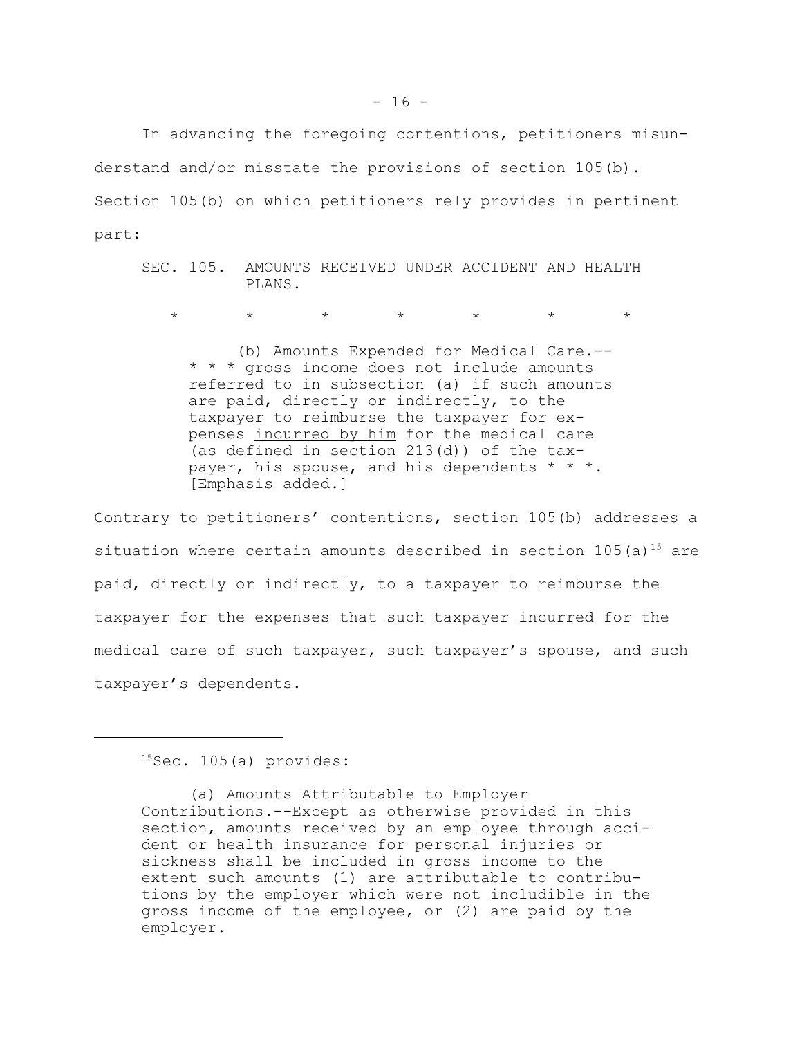In advancing the foregoing contentions, petitioners misunderstand and/or misstate the provisions of section 105(b). Section 105(b) on which petitioners rely provides in pertinent part:

> SEC. 105. AMOUNTS RECEIVED UNDER ACCIDENT AND HEALTH PLANS.
>
> \* \* \* \* \* \* \*
>
> (b) Amounts Expended for Medical Care.-- \* \* \* gross income does not include amounts referred to in subsection (a) if such amounts are paid, directly or indirectly, to the taxpayer to reimburse the taxpayer for expenses <u>incurred by him</u> for the medical care (as defined in section 213(d)) of the taxpayer, his spouse, and his dependents \* \* \*. [Emphasis added.]

Contrary to petitioners' contentions, section 105(b) addresses a situation where certain amounts described in section 105(a)[15] are paid, directly or indirectly, to a taxpayer to reimburse the taxpayer for the expenses that <u>such</u> <u>taxpayer</u> <u>incurred</u> for the medical care of such taxpayer, such taxpayer's spouse, and such taxpayer's dependents.

---

[15]Sec. 105(a) provides:

> (a) Amounts Attributable to Employer Contributions.--Except as otherwise provided in this section, amounts received by an employee through accident or health insurance for personal injuries or sickness shall be included in gross income to the extent such amounts (1) are attributable to contributions by the employer which were not includible in the gross income of the employee, or (2) are paid by the employer.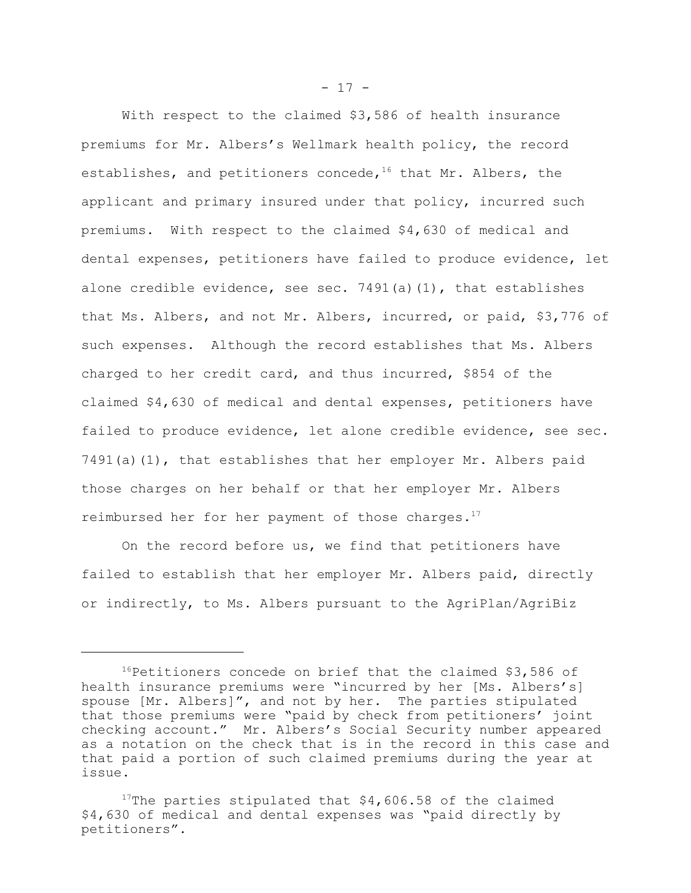With respect to the claimed $3,586 of health insurance premiums for Mr. Albers's Wellmark health policy, the record establishes, and petitioners concede,[16] that Mr. Albers, the applicant and primary insured under that policy, incurred such premiums. With respect to the claimed $4,630 of medical and dental expenses, petitioners have failed to produce evidence, let alone credible evidence, see sec. 7491(a)(1), that establishes that Ms. Albers, and not Mr. Albers, incurred, or paid, $3,776 of such expenses. Although the record establishes that Ms. Albers charged to her credit card, and thus incurred, $854 of the claimed $4,630 of medical and dental expenses, petitioners have failed to produce evidence, let alone credible evidence, see sec. 7491(a)(1), that establishes that her employer Mr. Albers paid those charges on her behalf or that her employer Mr. Albers reimbursed her for her payment of those charges.[17]

On the record before us, we find that petitioners have failed to establish that her employer Mr. Albers paid, directly or indirectly, to Ms. Albers pursuant to the AgriPlan/AgriBiz

---

[16]Petitioners concede on brief that the claimed $3,586 of health insurance premiums were "incurred by her [Ms. Albers's] spouse [Mr. Albers]", and not by her. The parties stipulated that those premiums were "paid by check from petitioners' joint checking account." Mr. Albers's Social Security number appeared as a notation on the check that is in the record in this case and that paid a portion of such claimed premiums during the year at issue.

[17]The parties stipulated that $4,606.58 of the claimed $4,630 of medical and dental expenses was "paid directly by petitioners".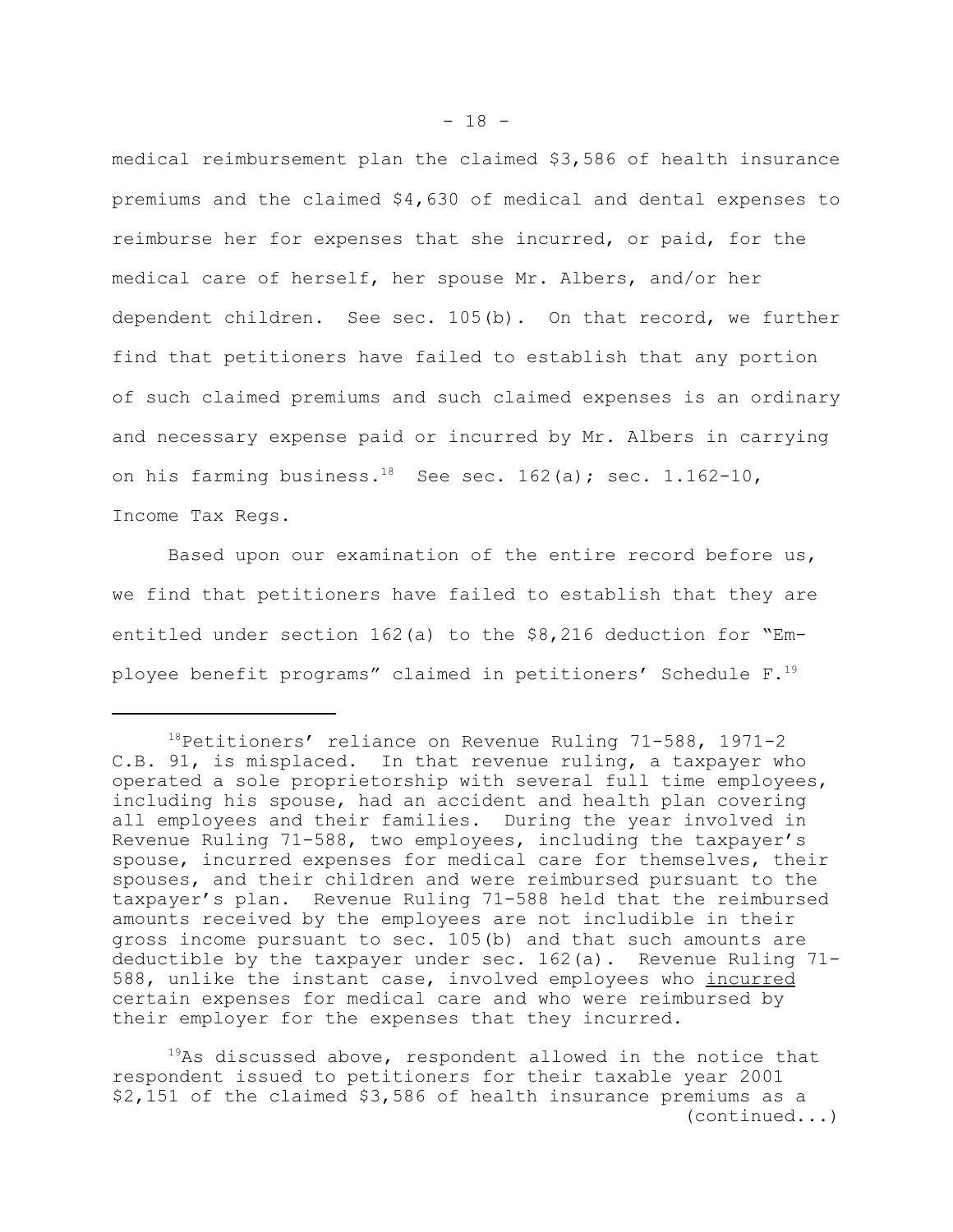medical reimbursement plan the claimed $3,586 of health insurance premiums and the claimed $4,630 of medical and dental expenses to reimburse her for expenses that she incurred, or paid, for the medical care of herself, her spouse Mr. Albers, and/or her dependent children. See sec. 105(b). On that record, we further find that petitioners have failed to establish that any portion of such claimed premiums and such claimed expenses is an ordinary and necessary expense paid or incurred by Mr. Albers in carrying on his farming business.[18] See sec. 162(a); sec. 1.162-10, Income Tax Regs.

Based upon our examination of the entire record before us, we find that petitioners have failed to establish that they are entitled under section 162(a) to the $8,216 deduction for "Employee benefit programs" claimed in petitioners' Schedule F.[19]

---

[18]Petitioners' reliance on Revenue Ruling 71-588, 1971-2 C.B. 91, is misplaced. In that revenue ruling, a taxpayer who operated a sole proprietorship with several full time employees, including his spouse, had an accident and health plan covering all employees and their families. During the year involved in Revenue Ruling 71-588, two employees, including the taxpayer's spouse, incurred expenses for medical care for themselves, their spouses, and their children and were reimbursed pursuant to the taxpayer's plan. Revenue Ruling 71-588 held that the reimbursed amounts received by the employees are not includible in their gross income pursuant to sec. 105(b) and that such amounts are deductible by the taxpayer under sec. 162(a). Revenue Ruling 71-588, unlike the instant case, involved employees who incurred certain expenses for medical care and who were reimbursed by their employer for the expenses that they incurred.

[19]As discussed above, respondent allowed in the notice that respondent issued to petitioners for their taxable year 2001 $2,151 of the claimed $3,586 of health insurance premiums as a (continued...)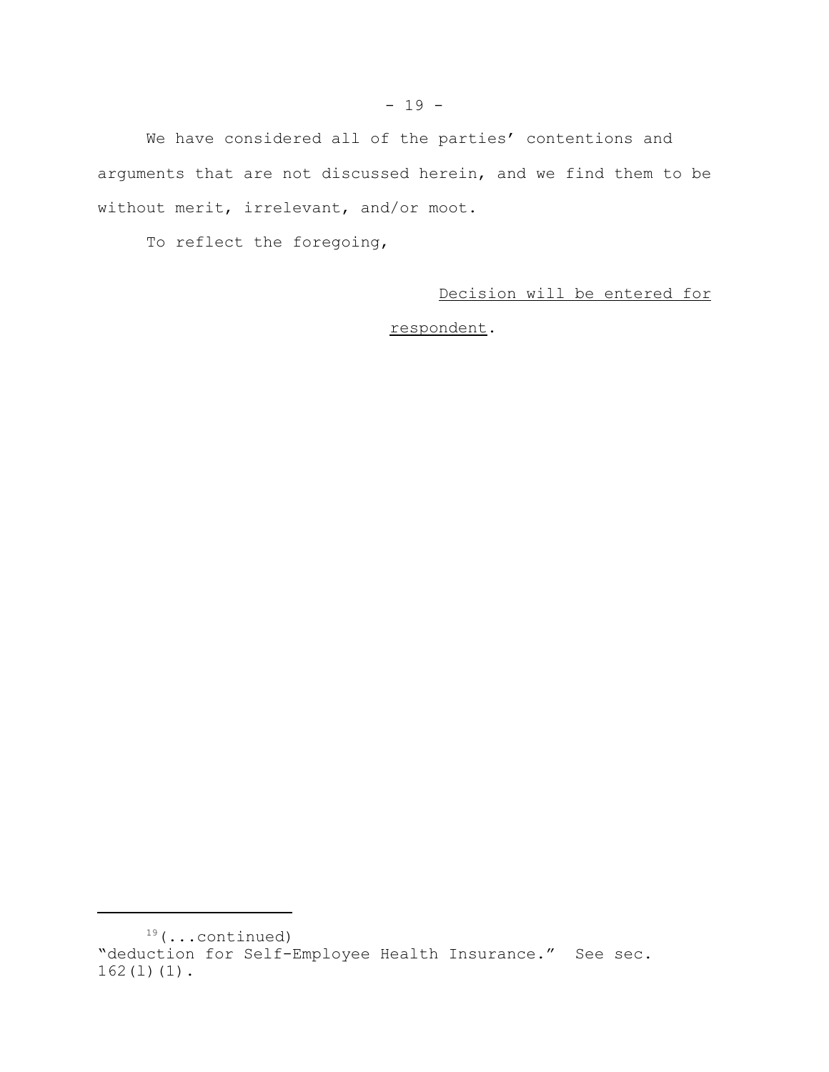We have considered all of the parties' contentions and arguments that are not discussed herein, and we find them to be without merit, irrelevant, and/or moot.

To reflect the foregoing,

Decision will be entered for respondent.

---

[19](...continued) "deduction for Self-Employee Health Insurance." See sec. 162(l)(1).